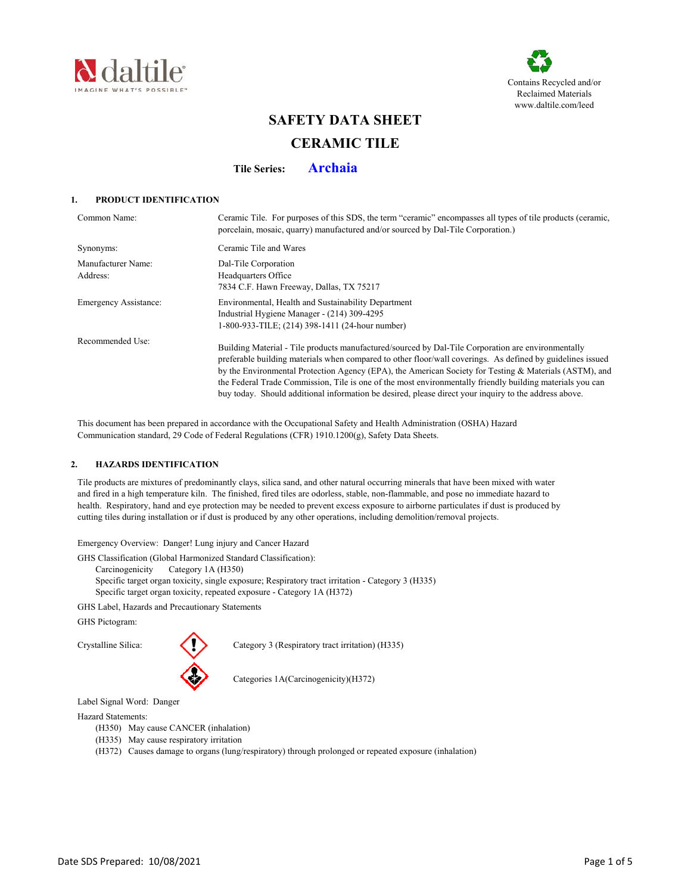daltile

IMAGINE WHAT'S POSSIBLE™

Contains Recycled and/or Reclaimed Materials
www.daltile.com/leed

# SAFETY DATA SHEET

# CERAMIC TILE

**Tile Series: Archaia**

## 1. PRODUCT IDENTIFICATION

| | |
|---|---|
| Common Name: | Ceramic Tile. For purposes of this SDS, the term "ceramic" encompasses all types of tile products (ceramic, porcelain, mosaic, quarry) manufactured and/or sourced by Dal-Tile Corporation.) |
| Synonyms: | Ceramic Tile and Wares |
| Manufacturer Name:<br>Address: | Dal-Tile Corporation<br>Headquarters Office<br>7834 C.F. Hawn Freeway, Dallas, TX 75217 |
| Emergency Assistance: | Environmental, Health and Sustainability Department<br>Industrial Hygiene Manager - (214) 309-4295<br>1-800-933-TILE; (214) 398-1411 (24-hour number) |
| Recommended Use: | Building Material - Tile products manufactured/sourced by Dal-Tile Corporation are environmentally preferable building materials when compared to other floor/wall coverings. As defined by guidelines issued by the Environmental Protection Agency (EPA), the American Society for Testing & Materials (ASTM), and the Federal Trade Commission, Tile is one of the most environmentally friendly building materials you can buy today. Should additional information be desired, please direct your inquiry to the address above. |

This document has been prepared in accordance with the Occupational Safety and Health Administration (OSHA) Hazard Communication standard, 29 Code of Federal Regulations (CFR) 1910.1200(g), Safety Data Sheets.

## 2. HAZARDS IDENTIFICATION

Tile products are mixtures of predominantly clays, silica sand, and other natural occurring minerals that have been mixed with water and fired in a high temperature kiln. The finished, fired tiles are odorless, stable, non-flammable, and pose no immediate hazard to health. Respiratory, hand and eye protection may be needed to prevent excess exposure to airborne particulates if dust is produced by cutting tiles during installation or if dust is produced by any other operations, including demolition/removal projects.

Emergency Overview: Danger! Lung injury and Cancer Hazard

GHS Classification (Global Harmonized Standard Classification):

- Carcinogenicity Category 1A (H350)
- Specific target organ toxicity, single exposure; Respiratory tract irritation - Category 3 (H335)
- Specific target organ toxicity, repeated exposure - Category 1A (H372)

GHS Label, Hazards and Precautionary Statements

GHS Pictogram:

Crystalline Silica:

- Category 3 (Respiratory tract irritation) (H335)
- Categories 1A(Carcinogenicity)(H372)

Label Signal Word: Danger

Hazard Statements:

- (H350) May cause CANCER (inhalation)
- (H335) May cause respiratory irritation
- (H372) Causes damage to organs (lung/respiratory) through prolonged or repeated exposure (inhalation)

Date SDS Prepared: 10/08/2021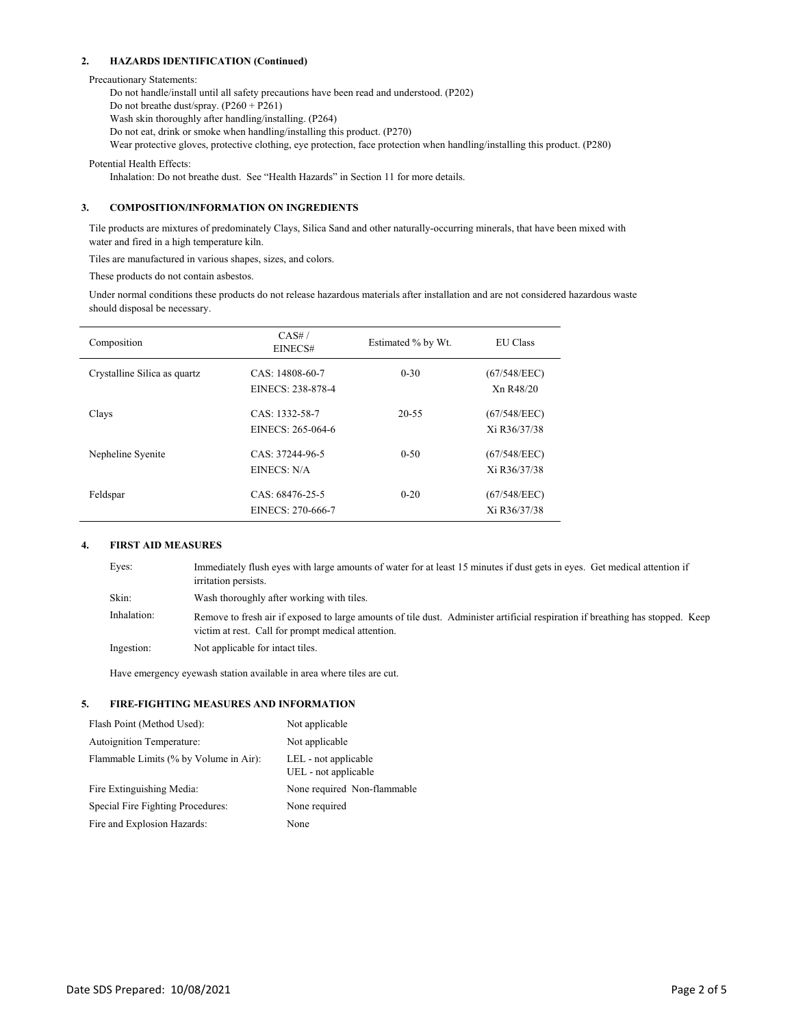## 2. HAZARDS IDENTIFICATION (Continued)

Precautionary Statements:

- Do not handle/install until all safety precautions have been read and understood. (P202)
- Do not breathe dust/spray. (P260 + P261)
- Wash skin thoroughly after handling/installing. (P264)
- Do not eat, drink or smoke when handling/installing this product. (P270)
- Wear protective gloves, protective clothing, eye protection, face protection when handling/installing this product. (P280)

Potential Health Effects:

Inhalation: Do not breathe dust. See "Health Hazards" in Section 11 for more details.

## 3. COMPOSITION/INFORMATION ON INGREDIENTS

Tile products are mixtures of predominately Clays, Silica Sand and other naturally-occurring minerals, that have been mixed with water and fired in a high temperature kiln.

Tiles are manufactured in various shapes, sizes, and colors.

These products do not contain asbestos.

Under normal conditions these products do not release hazardous materials after installation and are not considered hazardous waste should disposal be necessary.

| Composition | CAS# / EINECS# | Estimated % by Wt. | EU Class |
|---|---|---|---|
| Crystalline Silica as quartz | CAS: 14808-60-7<br>EINECS: 238-878-4 | 0-30 | (67/548/EEC)<br>Xn R48/20 |
| Clays | CAS: 1332-58-7<br>EINECS: 265-064-6 | 20-55 | (67/548/EEC)<br>Xi R36/37/38 |
| Nepheline Syenite | CAS: 37244-96-5<br>EINECS: N/A | 0-50 | (67/548/EEC)<br>Xi R36/37/38 |
| Feldspar | CAS: 68476-25-5<br>EINECS: 270-666-7 | 0-20 | (67/548/EEC)<br>Xi R36/37/38 |

## 4. FIRST AID MEASURES

| | |
|---|---|
| Eyes: | Immediately flush eyes with large amounts of water for at least 15 minutes if dust gets in eyes. Get medical attention if irritation persists. |
| Skin: | Wash thoroughly after working with tiles. |
| Inhalation: | Remove to fresh air if exposed to large amounts of tile dust. Administer artificial respiration if breathing has stopped. Keep victim at rest. Call for prompt medical attention. |
| Ingestion: | Not applicable for intact tiles. |

Have emergency eyewash station available in area where tiles are cut.

## 5. FIRE-FIGHTING MEASURES AND INFORMATION

| | |
|---|---|
| Flash Point (Method Used): | Not applicable |
| Autoignition Temperature: | Not applicable |
| Flammable Limits (% by Volume in Air): | LEL - not applicable<br>UEL - not applicable |
| Fire Extinguishing Media: | None required Non-flammable |
| Special Fire Fighting Procedures: | None required |
| Fire and Explosion Hazards: | None |

Date SDS Prepared: 10/08/2021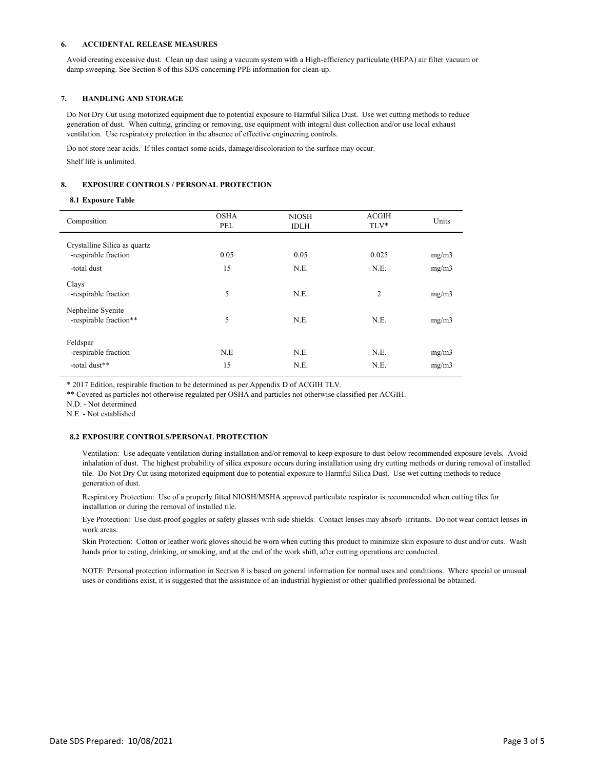## 6. ACCIDENTAL RELEASE MEASURES

Avoid creating excessive dust. Clean up dust using a vacuum system with a High-efficiency particulate (HEPA) air filter vacuum or damp sweeping. See Section 8 of this SDS concerning PPE information for clean-up.

## 7. HANDLING AND STORAGE

Do Not Dry Cut using motorized equipment due to potential exposure to Harmful Silica Dust. Use wet cutting methods to reduce generation of dust. When cutting, grinding or removing, use equipment with integral dust collection and/or use local exhaust ventilation. Use respiratory protection in the absence of effective engineering controls.

Do not store near acids. If tiles contact some acids, damage/discoloration to the surface may occur.

Shelf life is unlimited.

## 8. EXPOSURE CONTROLS / PERSONAL PROTECTION

### 8.1 Exposure Table

| Composition | OSHA PEL | NIOSH IDLH | ACGIH TLV* | Units |
|---|---|---|---|---|
| Crystalline Silica as quartz | | | | |
| -respirable fraction | 0.05 | 0.05 | 0.025 | mg/m3 |
| -total dust | 15 | N.E. | N.E. | mg/m3 |
| Clays | | | | |
| -respirable fraction | 5 | N.E. | 2 | mg/m3 |
| Nepheline Syenite | | | | |
| -respirable fraction** | 5 | N.E. | N.E. | mg/m3 |
| Feldspar | | | | |
| -respirable fraction | N.E | N.E. | N.E. | mg/m3 |
| -total dust** | 15 | N.E. | N.E. | mg/m3 |

* 2017 Edition, respirable fraction to be determined as per Appendix D of ACGIH TLV.

** Covered as particles not otherwise regulated per OSHA and particles not otherwise classified per ACGIH.

N.D. - Not determined

N.E. - Not established

### 8.2 EXPOSURE CONTROLS/PERSONAL PROTECTION

Ventilation: Use adequate ventilation during installation and/or removal to keep exposure to dust below recommended exposure levels. Avoid inhalation of dust. The highest probability of silica exposure occurs during installation using dry cutting methods or during removal of installed tile. Do Not Dry Cut using motorized equipment due to potential exposure to Harmful Silica Dust. Use wet cutting methods to reduce generation of dust.

Respiratory Protection: Use of a properly fitted NIOSH/MSHA approved particulate respirator is recommended when cutting tiles for installation or during the removal of installed tile.

Eye Protection: Use dust-proof goggles or safety glasses with side shields. Contact lenses may absorb irritants. Do not wear contact lenses in work areas.

Skin Protection: Cotton or leather work gloves should be worn when cutting this product to minimize skin exposure to dust and/or cuts. Wash hands prior to eating, drinking, or smoking, and at the end of the work shift, after cutting operations are conducted.

NOTE: Personal protection information in Section 8 is based on general information for normal uses and conditions. Where special or unusual uses or conditions exist, it is suggested that the assistance of an industrial hygienist or other qualified professional be obtained.

Date SDS Prepared: 10/08/2021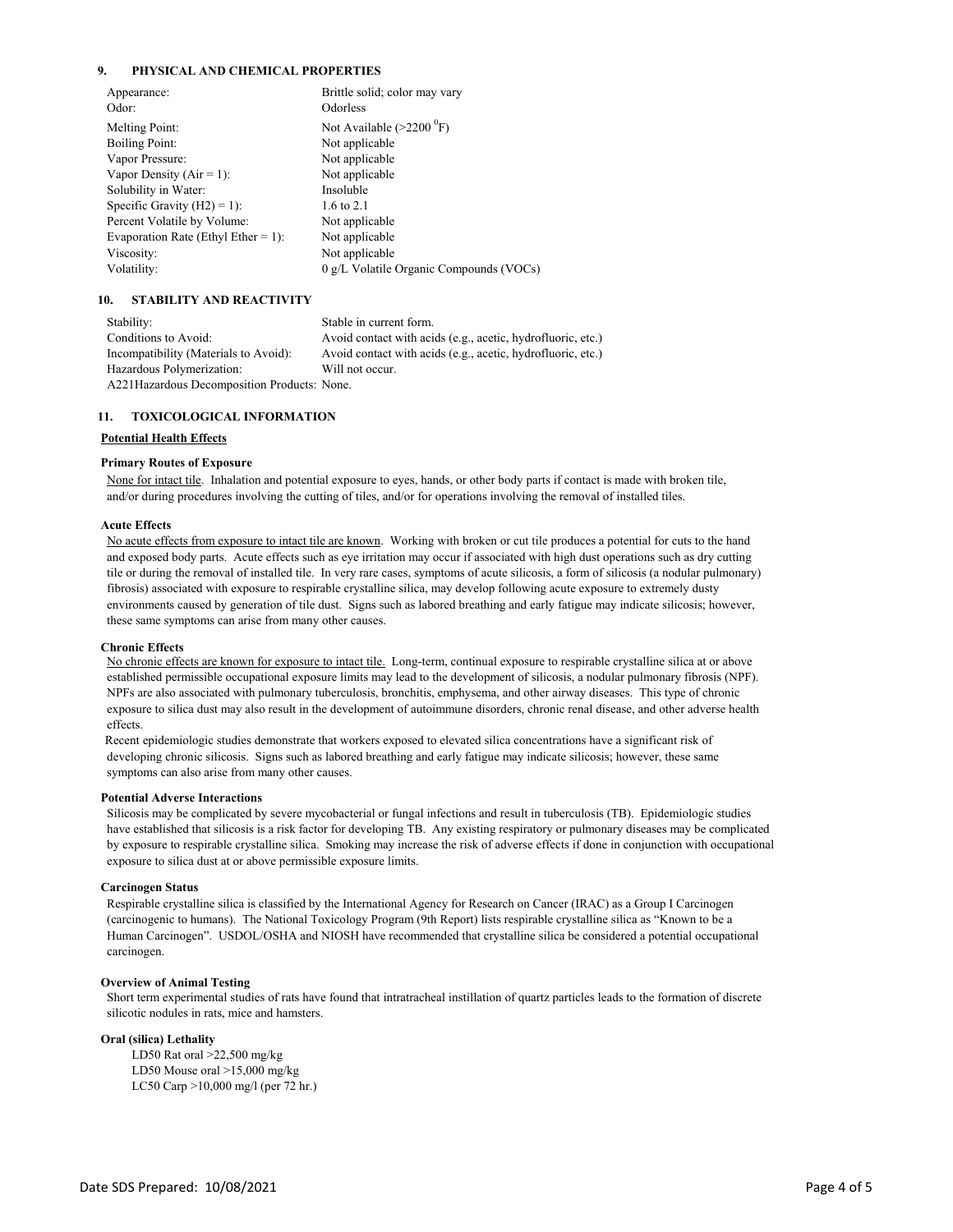## 9. PHYSICAL AND CHEMICAL PROPERTIES

| | |
|---|---|
| Appearance: | Brittle solid; color may vary |
| Odor: | Odorless |
| Melting Point: | Not Available (>2200 $^0$F) |
| Boiling Point: | Not applicable |
| Vapor Pressure: | Not applicable |
| Vapor Density (Air = 1): | Not applicable |
| Solubility in Water: | Insoluble |
| Specific Gravity (H2) = 1): | 1.6 to 2.1 |
| Percent Volatile by Volume: | Not applicable |
| Evaporation Rate (Ethyl Ether = 1): | Not applicable |
| Viscosity: | Not applicable |
| Volatility: | 0 g/L Volatile Organic Compounds (VOCs) |

## 10. STABILITY AND REACTIVITY

| | |
|---|---|
| Stability: | Stable in current form. |
| Conditions to Avoid: | Avoid contact with acids (e.g., acetic, hydrofluoric, etc.) |
| Incompatibility (Materials to Avoid): | Avoid contact with acids (e.g., acetic, hydrofluoric, etc.) |
| Hazardous Polymerization: | Will not occur. |
| A221Hazardous Decomposition Products: None. | |

## 11. TOXICOLOGICAL INFORMATION

**Potential Health Effects**

**Primary Routes of Exposure**

None for intact tile. Inhalation and potential exposure to eyes, hands, or other body parts if contact is made with broken tile, and/or during procedures involving the cutting of tiles, and/or for operations involving the removal of installed tiles.

**Acute Effects**

No acute effects from exposure to intact tile are known. Working with broken or cut tile produces a potential for cuts to the hand and exposed body parts. Acute effects such as eye irritation may occur if associated with high dust operations such as dry cutting tile or during the removal of installed tile. In very rare cases, symptoms of acute silicosis, a form of silicosis (a nodular pulmonary) fibrosis) associated with exposure to respirable crystalline silica, may develop following acute exposure to extremely dusty environments caused by generation of tile dust. Signs such as labored breathing and early fatigue may indicate silicosis; however, these same symptoms can arise from many other causes.

**Chronic Effects**

No chronic effects are known for exposure to intact tile. Long-term, continual exposure to respirable crystalline silica at or above established permissible occupational exposure limits may lead to the development of silicosis, a nodular pulmonary fibrosis (NPF). NPFs are also associated with pulmonary tuberculosis, bronchitis, emphysema, and other airway diseases. This type of chronic exposure to silica dust may also result in the development of autoimmune disorders, chronic renal disease, and other adverse health effects.

Recent epidemiologic studies demonstrate that workers exposed to elevated silica concentrations have a significant risk of developing chronic silicosis. Signs such as labored breathing and early fatigue may indicate silicosis; however, these same symptoms can also arise from many other causes.

**Potential Adverse Interactions**

Silicosis may be complicated by severe mycobacterial or fungal infections and result in tuberculosis (TB). Epidemiologic studies have established that silicosis is a risk factor for developing TB. Any existing respiratory or pulmonary diseases may be complicated by exposure to respirable crystalline silica. Smoking may increase the risk of adverse effects if done in conjunction with occupational exposure to silica dust at or above permissible exposure limits.

**Carcinogen Status**

Respirable crystalline silica is classified by the International Agency for Research on Cancer (IRAC) as a Group I Carcinogen (carcinogenic to humans). The National Toxicology Program (9th Report) lists respirable crystalline silica as "Known to be a Human Carcinogen". USDOL/OSHA and NIOSH have recommended that crystalline silica be considered a potential occupational carcinogen.

**Overview of Animal Testing**

Short term experimental studies of rats have found that intratracheal instillation of quartz particles leads to the formation of discrete silicotic nodules in rats, mice and hamsters.

**Oral (silica) Lethality**

LD50 Rat oral >22,500 mg/kg
LD50 Mouse oral >15,000 mg/kg
LC50 Carp >10,000 mg/l (per 72 hr.)

Date SDS Prepared: 10/08/2021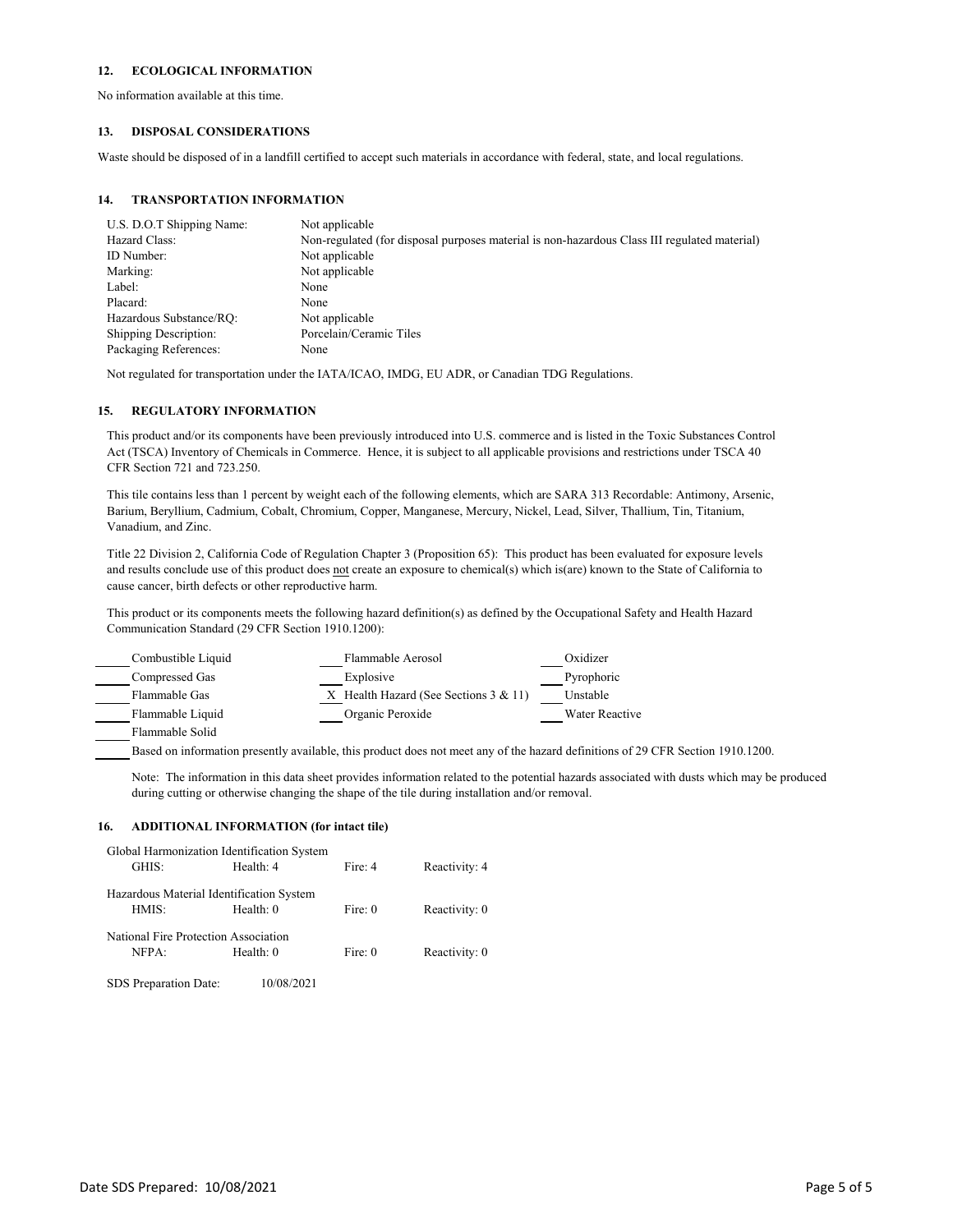## 12. ECOLOGICAL INFORMATION

No information available at this time.

## 13. DISPOSAL CONSIDERATIONS

Waste should be disposed of in a landfill certified to accept such materials in accordance with federal, state, and local regulations.

## 14. TRANSPORTATION INFORMATION

| | |
|---|---|
| U.S. D.O.T Shipping Name: | Not applicable |
| Hazard Class: | Non-regulated (for disposal purposes material is non-hazardous Class III regulated material) |
| ID Number: | Not applicable |
| Marking: | Not applicable |
| Label: | None |
| Placard: | None |
| Hazardous Substance/RQ: | Not applicable |
| Shipping Description: | Porcelain/Ceramic Tiles |
| Packaging References: | None |

Not regulated for transportation under the IATA/ICAO, IMDG, EU ADR, or Canadian TDG Regulations.

## 15. REGULATORY INFORMATION

This product and/or its components have been previously introduced into U.S. commerce and is listed in the Toxic Substances Control Act (TSCA) Inventory of Chemicals in Commerce. Hence, it is subject to all applicable provisions and restrictions under TSCA 40 CFR Section 721 and 723.250.

This tile contains less than 1 percent by weight each of the following elements, which are SARA 313 Recordable: Antimony, Arsenic, Barium, Beryllium, Cadmium, Cobalt, Chromium, Copper, Manganese, Mercury, Nickel, Lead, Silver, Thallium, Tin, Titanium, Vanadium, and Zinc.

Title 22 Division 2, California Code of Regulation Chapter 3 (Proposition 65): This product has been evaluated for exposure levels and results conclude use of this product does not create an exposure to chemical(s) which is(are) known to the State of California to cause cancer, birth defects or other reproductive harm.

This product or its components meets the following hazard definition(s) as defined by the Occupational Safety and Health Hazard Communication Standard (29 CFR Section 1910.1200):

| | | |
|---|---|---|
| ___ Combustible Liquid | ___ Flammable Aerosol | ___ Oxidizer |
| ___ Compressed Gas | ___ Explosive | ___ Pyrophoric |
| ___ Flammable Gas | X Health Hazard (See Sections 3 & 11) | ___ Unstable |
| ___ Flammable Liquid | ___ Organic Peroxide | ___ Water Reactive |
| ___ Flammable Solid | | |

___ Based on information presently available, this product does not meet any of the hazard definitions of 29 CFR Section 1910.1200.

Note: The information in this data sheet provides information related to the potential hazards associated with dusts which may be produced during cutting or otherwise changing the shape of the tile during installation and/or removal.

## 16. ADDITIONAL INFORMATION (for intact tile)

| | | | |
|---|---|---|---|
| Global Harmonization Identification System | | | |
| GHIS: | Health: 4 | Fire: 4 | Reactivity: 4 |
| Hazardous Material Identification System | | | |
| HMIS: | Health: 0 | Fire: 0 | Reactivity: 0 |
| National Fire Protection Association | | | |
| NFPA: | Health: 0 | Fire: 0 | Reactivity: 0 |

SDS Preparation Date: 10/08/2021